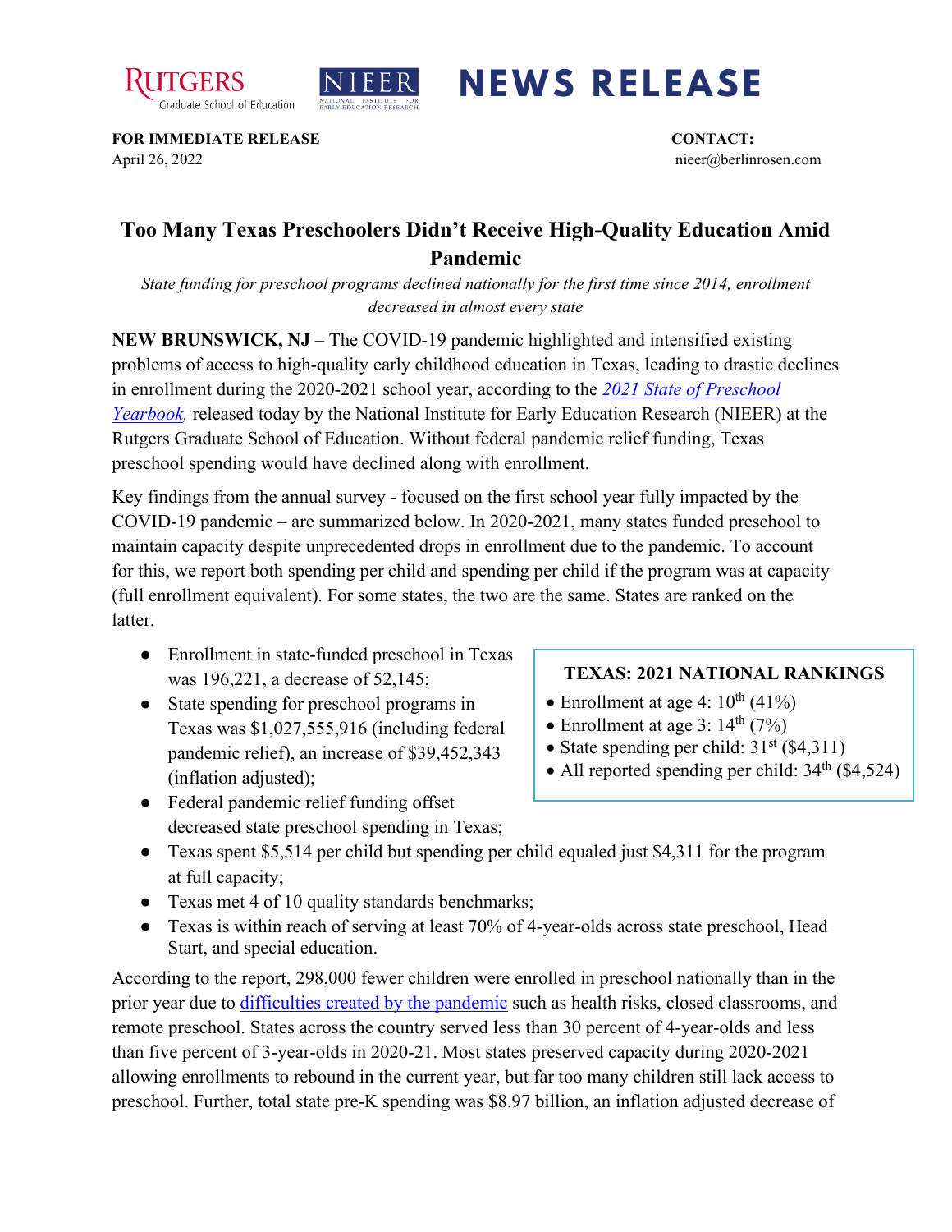**NEWS RELEASE**

**FOR IMMEDIATE RELEASE**
April 26, 2022

**CONTACT:**
nieer@berlinrosen.com

# Too Many Texas Preschoolers Didn't Receive High-Quality Education Amid Pandemic

*State funding for preschool programs declined nationally for the first time since 2014, enrollment decreased in almost every state*

**NEW BRUNSWICK, NJ** – The COVID-19 pandemic highlighted and intensified existing problems of access to high-quality early childhood education in Texas, leading to drastic declines in enrollment during the 2020-2021 school year, according to the *2021 State of Preschool Yearbook,* released today by the National Institute for Early Education Research (NIEER) at the Rutgers Graduate School of Education. Without federal pandemic relief funding, Texas preschool spending would have declined along with enrollment.

Key findings from the annual survey - focused on the first school year fully impacted by the COVID-19 pandemic – are summarized below. In 2020-2021, many states funded preschool to maintain capacity despite unprecedented drops in enrollment due to the pandemic. To account for this, we report both spending per child and spending per child if the program was at capacity (full enrollment equivalent). For some states, the two are the same. States are ranked on the latter.

- Enrollment in state-funded preschool in Texas was 196,221, a decrease of 52,145;
- State spending for preschool programs in Texas was $1,027,555,916 (including federal pandemic relief), an increase of $39,452,343 (inflation adjusted);
- Federal pandemic relief funding offset decreased state preschool spending in Texas;
- Texas spent $5,514 per child but spending per child equaled just $4,311 for the program at full capacity;
- Texas met 4 of 10 quality standards benchmarks;
- Texas is within reach of serving at least 70% of 4-year-olds across state preschool, Head Start, and special education.

**TEXAS: 2021 NATIONAL RANKINGS**

- Enrollment at age 4: 10th (41%)
- Enrollment at age 3: 14th (7%)
- State spending per child: 31st ($4,311)
- All reported spending per child: 34th ($4,524)

According to the report, 298,000 fewer children were enrolled in preschool nationally than in the prior year due to difficulties created by the pandemic such as health risks, closed classrooms, and remote preschool. States across the country served less than 30 percent of 4-year-olds and less than five percent of 3-year-olds in 2020-21. Most states preserved capacity during 2020-2021 allowing enrollments to rebound in the current year, but far too many children still lack access to preschool. Further, total state pre-K spending was $8.97 billion, an inflation adjusted decrease of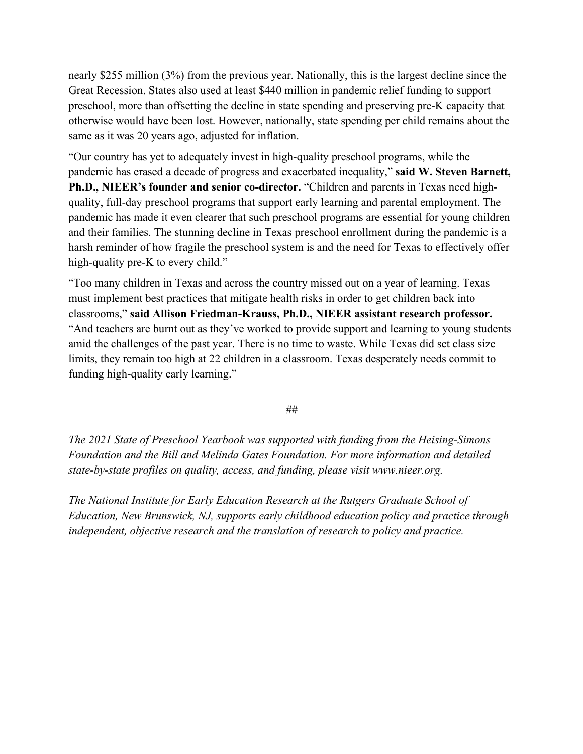nearly $255 million (3%) from the previous year. Nationally, this is the largest decline since the Great Recession. States also used at least $440 million in pandemic relief funding to support preschool, more than offsetting the decline in state spending and preserving pre-K capacity that otherwise would have been lost. However, nationally, state spending per child remains about the same as it was 20 years ago, adjusted for inflation.

"Our country has yet to adequately invest in high-quality preschool programs, while the pandemic has erased a decade of progress and exacerbated inequality," **said W. Steven Barnett, Ph.D., NIEER's founder and senior co-director.** "Children and parents in Texas need high-quality, full-day preschool programs that support early learning and parental employment. The pandemic has made it even clearer that such preschool programs are essential for young children and their families. The stunning decline in Texas preschool enrollment during the pandemic is a harsh reminder of how fragile the preschool system is and the need for Texas to effectively offer high-quality pre-K to every child."

"Too many children in Texas and across the country missed out on a year of learning. Texas must implement best practices that mitigate health risks in order to get children back into classrooms," **said Allison Friedman-Krauss, Ph.D., NIEER assistant research professor.** "And teachers are burnt out as they've worked to provide support and learning to young students amid the challenges of the past year. There is no time to waste. While Texas did set class size limits, they remain too high at 22 children in a classroom. Texas desperately needs commit to funding high-quality early learning."

##

*The 2021 State of Preschool Yearbook was supported with funding from the Heising-Simons Foundation and the Bill and Melinda Gates Foundation. For more information and detailed state-by-state profiles on quality, access, and funding, please visit www.nieer.org.*

*The National Institute for Early Education Research at the Rutgers Graduate School of Education, New Brunswick, NJ, supports early childhood education policy and practice through independent, objective research and the translation of research to policy and practice.*